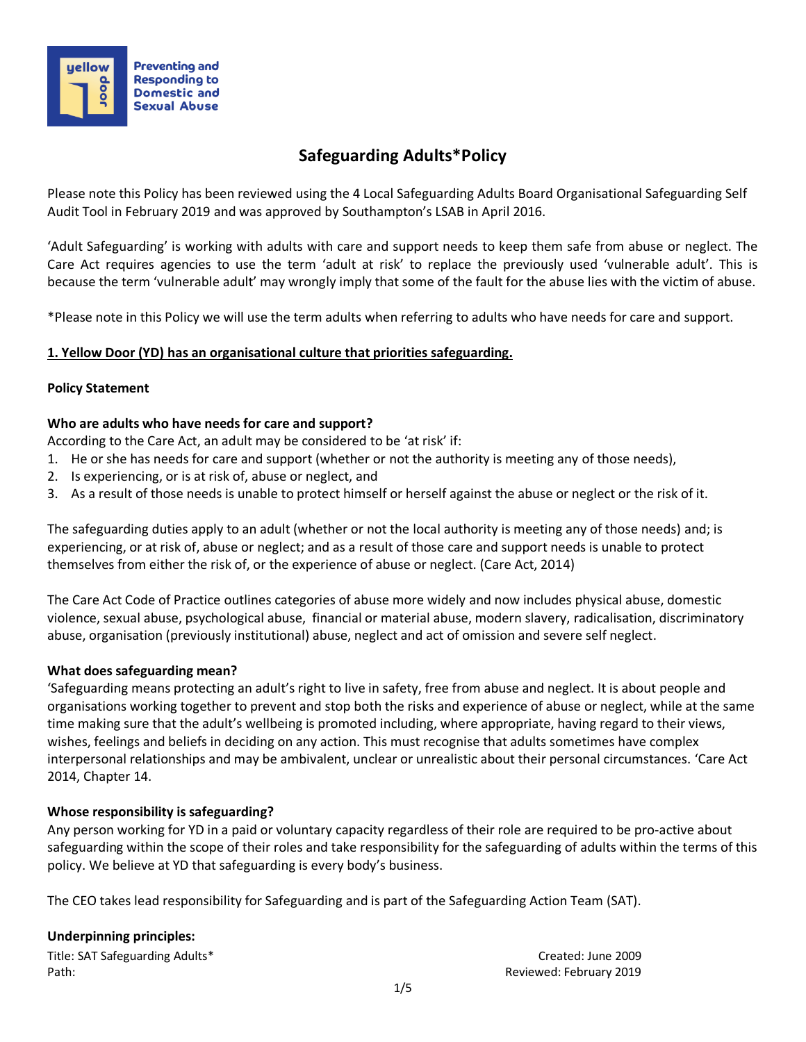Preventing and Responding to Domestic and Sexual Abuse

# Safeguarding Adults*Policy

Please note this Policy has been reviewed using the 4 Local Safeguarding Adults Board Organisational Safeguarding Self Audit Tool in February 2019 and was approved by Southampton's LSAB in April 2016.

'Adult Safeguarding' is working with adults with care and support needs to keep them safe from abuse or neglect. The Care Act requires agencies to use the term 'adult at risk' to replace the previously used 'vulnerable adult'. This is because the term 'vulnerable adult' may wrongly imply that some of the fault for the abuse lies with the victim of abuse.

*Please note in this Policy we will use the term adults when referring to adults who have needs for care and support.

## 1. Yellow Door (YD) has an organisational culture that priorities safeguarding.

**Policy Statement**

**Who are adults who have needs for care and support?**

According to the Care Act, an adult may be considered to be 'at risk' if:

1. He or she has needs for care and support (whether or not the authority is meeting any of those needs),
2. Is experiencing, or is at risk of, abuse or neglect, and
3. As a result of those needs is unable to protect himself or herself against the abuse or neglect or the risk of it.

The safeguarding duties apply to an adult (whether or not the local authority is meeting any of those needs) and; is experiencing, or at risk of, abuse or neglect; and as a result of those care and support needs is unable to protect themselves from either the risk of, or the experience of abuse or neglect. (Care Act, 2014)

The Care Act Code of Practice outlines categories of abuse more widely and now includes physical abuse, domestic violence, sexual abuse, psychological abuse, financial or material abuse, modern slavery, radicalisation, discriminatory abuse, organisation (previously institutional) abuse, neglect and act of omission and severe self neglect.

**What does safeguarding mean?**

'Safeguarding means protecting an adult's right to live in safety, free from abuse and neglect. It is about people and organisations working together to prevent and stop both the risks and experience of abuse or neglect, while at the same time making sure that the adult's wellbeing is promoted including, where appropriate, having regard to their views, wishes, feelings and beliefs in deciding on any action. This must recognise that adults sometimes have complex interpersonal relationships and may be ambivalent, unclear or unrealistic about their personal circumstances. 'Care Act 2014, Chapter 14.

**Whose responsibility is safeguarding?**

Any person working for YD in a paid or voluntary capacity regardless of their role are required to be pro-active about safeguarding within the scope of their roles and take responsibility for the safeguarding of adults within the terms of this policy. We believe at YD that safeguarding is every body's business.

The CEO takes lead responsibility for Safeguarding and is part of the Safeguarding Action Team (SAT).

**Underpinning principles:**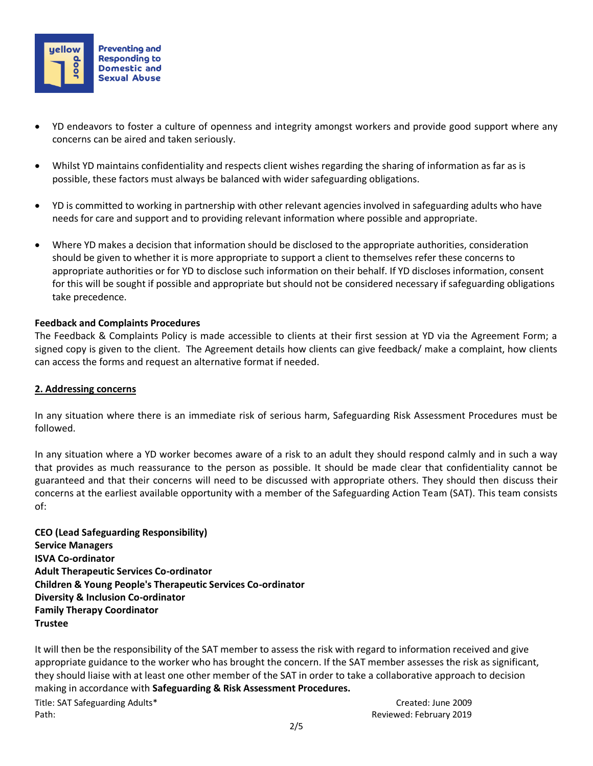- YD endeavors to foster a culture of openness and integrity amongst workers and provide good support where any concerns can be aired and taken seriously.

- Whilst YD maintains confidentiality and respects client wishes regarding the sharing of information as far as is possible, these factors must always be balanced with wider safeguarding obligations.

- YD is committed to working in partnership with other relevant agencies involved in safeguarding adults who have needs for care and support and to providing relevant information where possible and appropriate.

- Where YD makes a decision that information should be disclosed to the appropriate authorities, consideration should be given to whether it is more appropriate to support a client to themselves refer these concerns to appropriate authorities or for YD to disclose such information on their behalf. If YD discloses information, consent for this will be sought if possible and appropriate but should not be considered necessary if safeguarding obligations take precedence.

**Feedback and Complaints Procedures**

The Feedback & Complaints Policy is made accessible to clients at their first session at YD via the Agreement Form; a signed copy is given to the client. The Agreement details how clients can give feedback/ make a complaint, how clients can access the forms and request an alternative format if needed.

## 2. Addressing concerns

In any situation where there is an immediate risk of serious harm, Safeguarding Risk Assessment Procedures must be followed.

In any situation where a YD worker becomes aware of a risk to an adult they should respond calmly and in such a way that provides as much reassurance to the person as possible. It should be made clear that confidentiality cannot be guaranteed and that their concerns will need to be discussed with appropriate others. They should then discuss their concerns at the earliest available opportunity with a member of the Safeguarding Action Team (SAT). This team consists of:

**CEO (Lead Safeguarding Responsibility)**
**Service Managers**
**ISVA Co-ordinator**
**Adult Therapeutic Services Co-ordinator**
**Children & Young People's Therapeutic Services Co-ordinator**
**Diversity & Inclusion Co-ordinator**
**Family Therapy Coordinator**
**Trustee**

It will then be the responsibility of the SAT member to assess the risk with regard to information received and give appropriate guidance to the worker who has brought the concern. If the SAT member assesses the risk as significant, they should liaise with at least one other member of the SAT in order to take a collaborative approach to decision making in accordance with **Safeguarding & Risk Assessment Procedures.**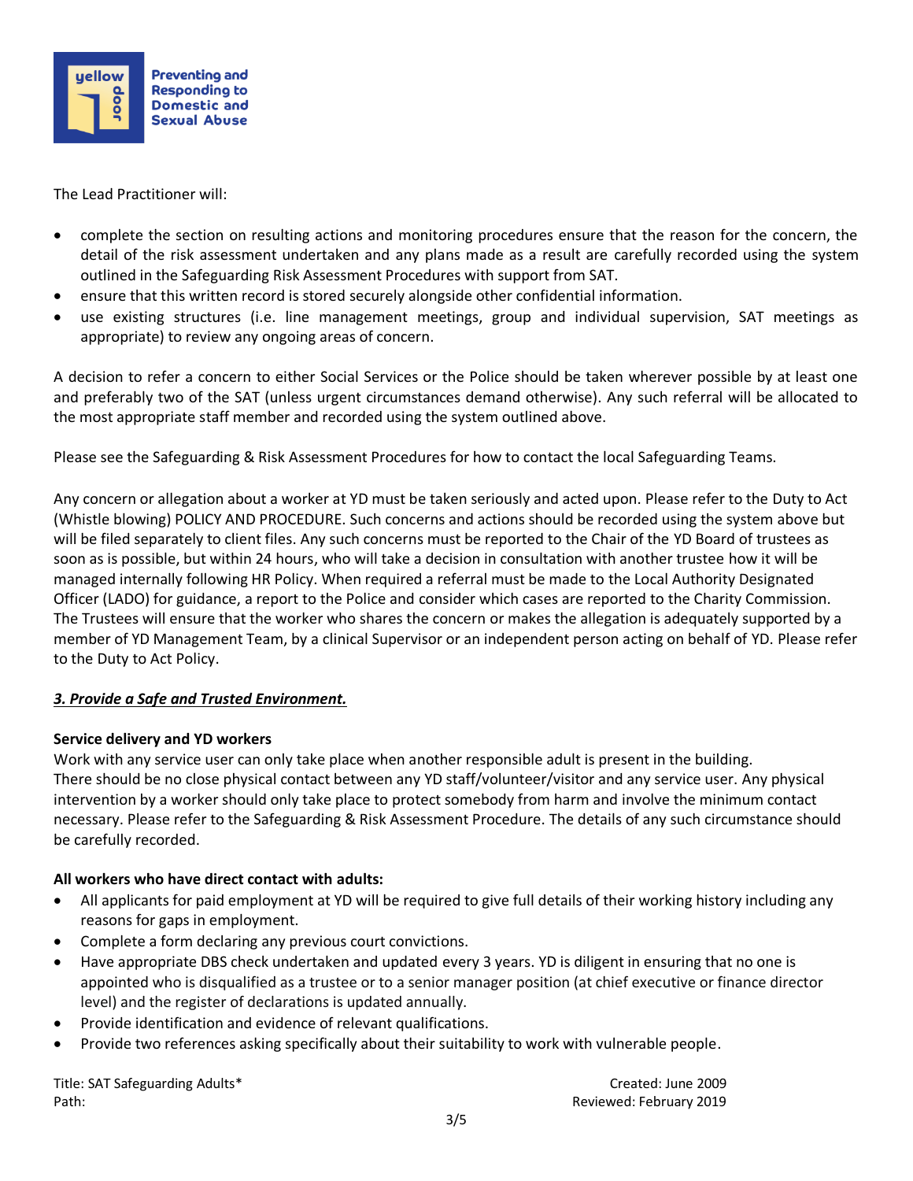The Lead Practitioner will:

- complete the section on resulting actions and monitoring procedures ensure that the reason for the concern, the detail of the risk assessment undertaken and any plans made as a result are carefully recorded using the system outlined in the Safeguarding Risk Assessment Procedures with support from SAT.
- ensure that this written record is stored securely alongside other confidential information.
- use existing structures (i.e. line management meetings, group and individual supervision, SAT meetings as appropriate) to review any ongoing areas of concern.

A decision to refer a concern to either Social Services or the Police should be taken wherever possible by at least one and preferably two of the SAT (unless urgent circumstances demand otherwise). Any such referral will be allocated to the most appropriate staff member and recorded using the system outlined above.

Please see the Safeguarding & Risk Assessment Procedures for how to contact the local Safeguarding Teams.

Any concern or allegation about a worker at YD must be taken seriously and acted upon. Please refer to the Duty to Act (Whistle blowing) POLICY AND PROCEDURE. Such concerns and actions should be recorded using the system above but will be filed separately to client files. Any such concerns must be reported to the Chair of the YD Board of trustees as soon as is possible, but within 24 hours, who will take a decision in consultation with another trustee how it will be managed internally following HR Policy. When required a referral must be made to the Local Authority Designated Officer (LADO) for guidance, a report to the Police and consider which cases are reported to the Charity Commission. The Trustees will ensure that the worker who shares the concern or makes the allegation is adequately supported by a member of YD Management Team, by a clinical Supervisor or an independent person acting on behalf of YD. Please refer to the Duty to Act Policy.

## ***3. Provide a Safe and Trusted Environment.***

**Service delivery and YD workers**

Work with any service user can only take place when another responsible adult is present in the building.
There should be no close physical contact between any YD staff/volunteer/visitor and any service user. Any physical intervention by a worker should only take place to protect somebody from harm and involve the minimum contact necessary. Please refer to the Safeguarding & Risk Assessment Procedure. The details of any such circumstance should be carefully recorded.

**All workers who have direct contact with adults:**

- All applicants for paid employment at YD will be required to give full details of their working history including any reasons for gaps in employment.
- Complete a form declaring any previous court convictions.
- Have appropriate DBS check undertaken and updated every 3 years. YD is diligent in ensuring that no one is appointed who is disqualified as a trustee or to a senior manager position (at chief executive or finance director level) and the register of declarations is updated annually.
- Provide identification and evidence of relevant qualifications.
- Provide two references asking specifically about their suitability to work with vulnerable people.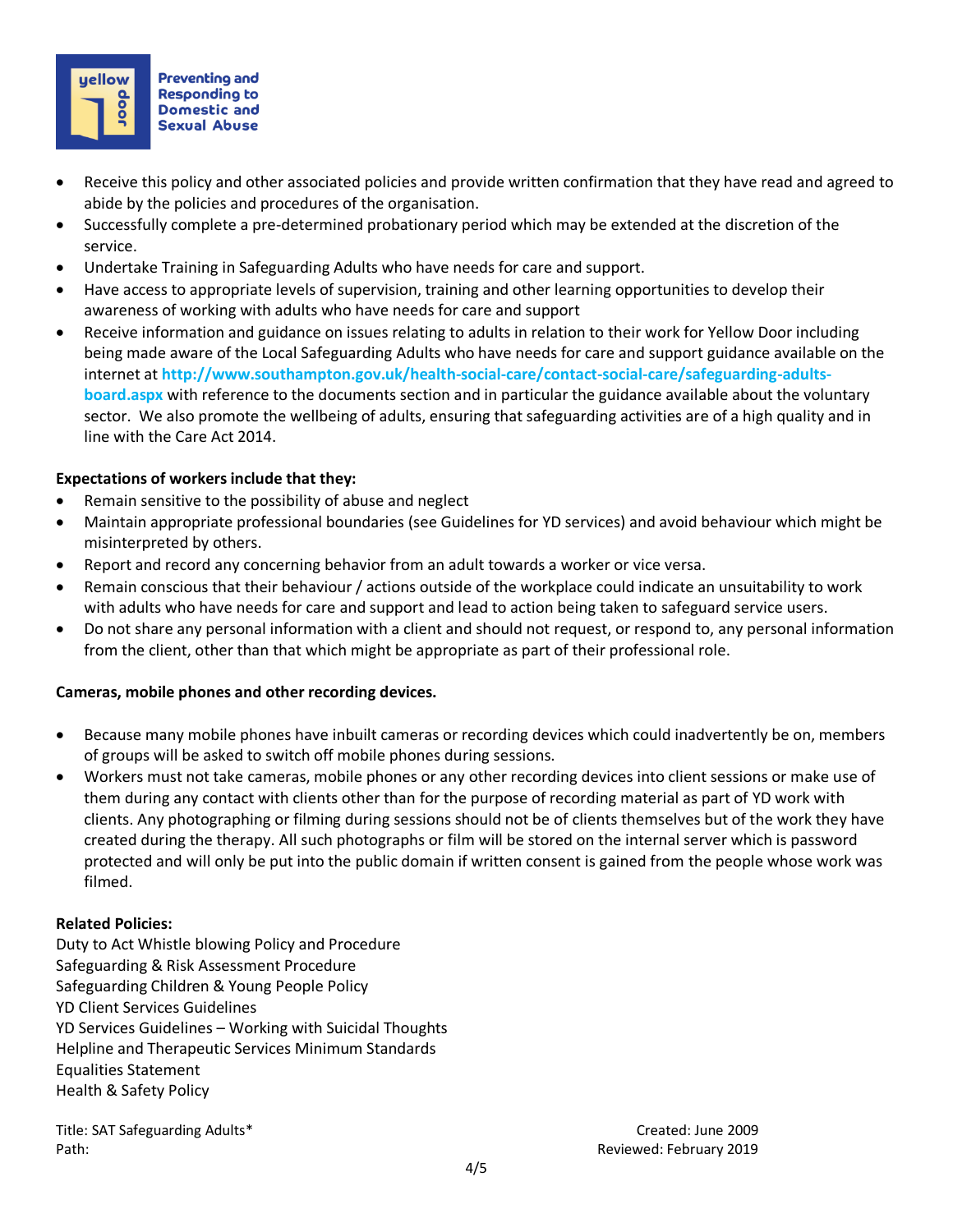- Receive this policy and other associated policies and provide written confirmation that they have read and agreed to abide by the policies and procedures of the organisation.
- Successfully complete a pre-determined probationary period which may be extended at the discretion of the service.
- Undertake Training in Safeguarding Adults who have needs for care and support.
- Have access to appropriate levels of supervision, training and other learning opportunities to develop their awareness of working with adults who have needs for care and support
- Receive information and guidance on issues relating to adults in relation to their work for Yellow Door including being made aware of the Local Safeguarding Adults who have needs for care and support guidance available on the internet at **http://www.southampton.gov.uk/health-social-care/contact-social-care/safeguarding-adults-board.aspx** with reference to the documents section and in particular the guidance available about the voluntary sector. We also promote the wellbeing of adults, ensuring that safeguarding activities are of a high quality and in line with the Care Act 2014.

**Expectations of workers include that they:**

- Remain sensitive to the possibility of abuse and neglect
- Maintain appropriate professional boundaries (see Guidelines for YD services) and avoid behaviour which might be misinterpreted by others.
- Report and record any concerning behavior from an adult towards a worker or vice versa.
- Remain conscious that their behaviour / actions outside of the workplace could indicate an unsuitability to work with adults who have needs for care and support and lead to action being taken to safeguard service users.
- Do not share any personal information with a client and should not request, or respond to, any personal information from the client, other than that which might be appropriate as part of their professional role.

**Cameras, mobile phones and other recording devices.**

- Because many mobile phones have inbuilt cameras or recording devices which could inadvertently be on, members of groups will be asked to switch off mobile phones during sessions.
- Workers must not take cameras, mobile phones or any other recording devices into client sessions or make use of them during any contact with clients other than for the purpose of recording material as part of YD work with clients. Any photographing or filming during sessions should not be of clients themselves but of the work they have created during the therapy. All such photographs or film will be stored on the internal server which is password protected and will only be put into the public domain if written consent is gained from the people whose work was filmed.

**Related Policies:**

Duty to Act Whistle blowing Policy and Procedure
Safeguarding & Risk Assessment Procedure
Safeguarding Children & Young People Policy
YD Client Services Guidelines
YD Services Guidelines – Working with Suicidal Thoughts
Helpline and Therapeutic Services Minimum Standards
Equalities Statement
Health & Safety Policy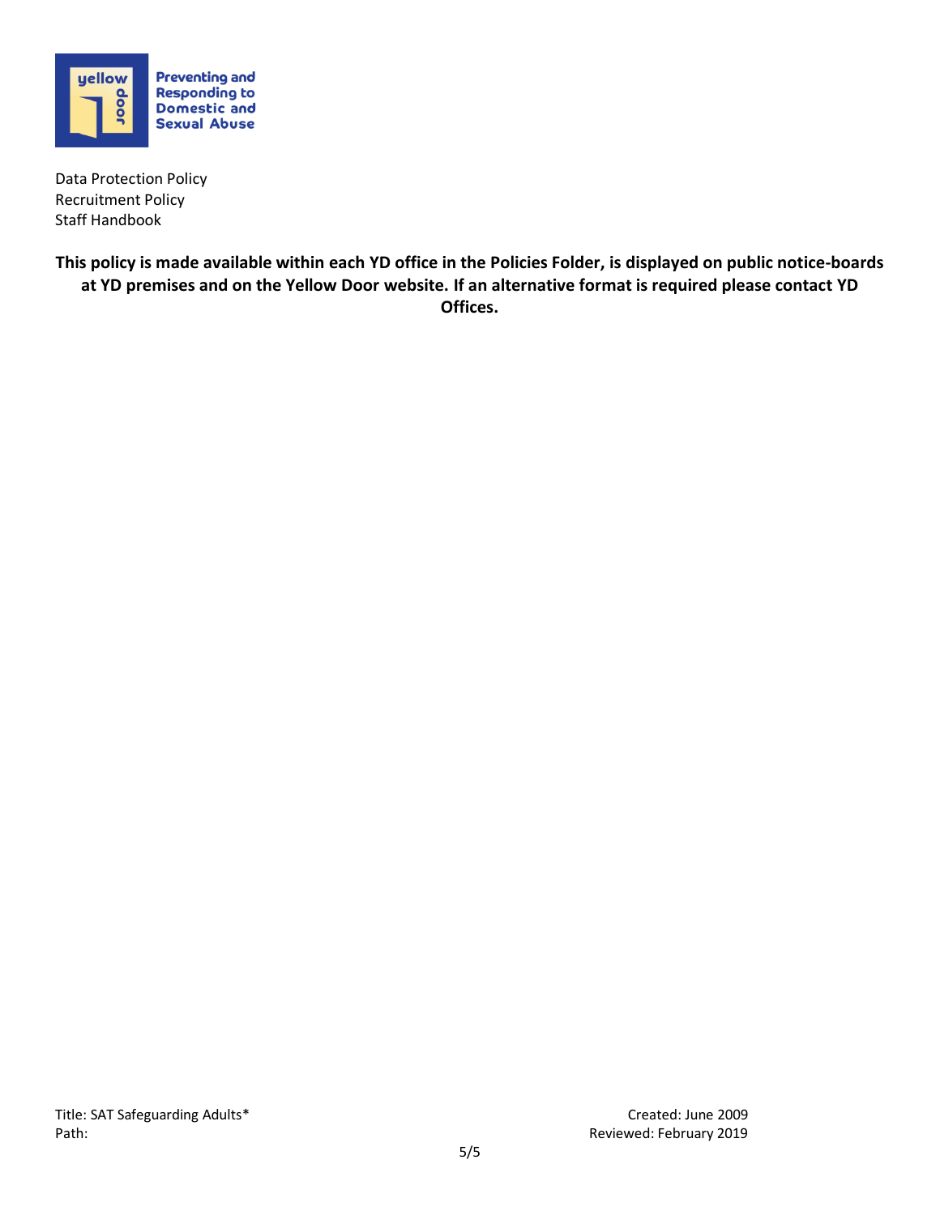Data Protection Policy
Recruitment Policy
Staff Handbook

**This policy is made available within each YD office in the Policies Folder, is displayed on public notice-boards at YD premises and on the Yellow Door website. If an alternative format is required please contact YD Offices.**